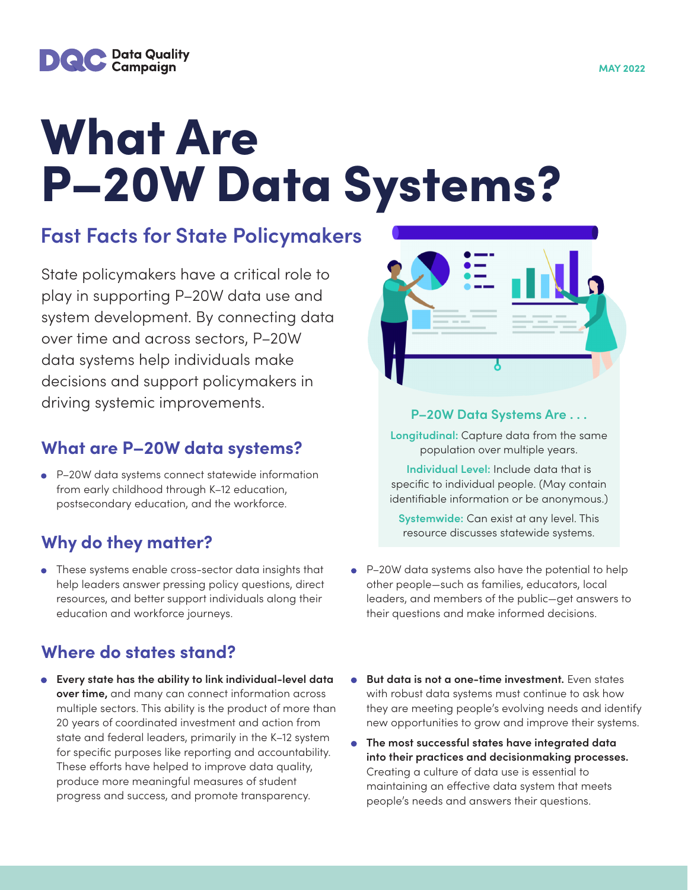Data Quality Campaign

MAY 2022

# What Are P–20W Data Systems?

## Fast Facts for State Policymakers

State policymakers have a critical role to play in supporting P–20W data use and system development. By connecting data over time and across sectors, P–20W data systems help individuals make decisions and support policymakers in driving systemic improvements.

### What are P–20W data systems?

- P–20W data systems connect statewide information from early childhood through K–12 education, postsecondary education, and the workforce.

### Why do they matter?

- These systems enable cross-sector data insights that help leaders answer pressing policy questions, direct resources, and better support individuals along their education and workforce journeys.
- P–20W data systems also have the potential to help other people—such as families, educators, local leaders, and members of the public—get answers to their questions and make informed decisions.

**P–20W Data Systems Are . . .**

**Longitudinal:** Capture data from the same population over multiple years.

**Individual Level:** Include data that is specific to individual people. (May contain identifiable information or be anonymous.)

**Systemwide:** Can exist at any level. This resource discusses statewide systems.

### Where do states stand?

- **Every state has the ability to link individual-level data over time,** and many can connect information across multiple sectors. This ability is the product of more than 20 years of coordinated investment and action from state and federal leaders, primarily in the K–12 system for specific purposes like reporting and accountability. These efforts have helped to improve data quality, produce more meaningful measures of student progress and success, and promote transparency.
- **But data is not a one-time investment.** Even states with robust data systems must continue to ask how they are meeting people's evolving needs and identify new opportunities to grow and improve their systems.
- **The most successful states have integrated data into their practices and decisionmaking processes.** Creating a culture of data use is essential to maintaining an effective data system that meets people's needs and answers their questions.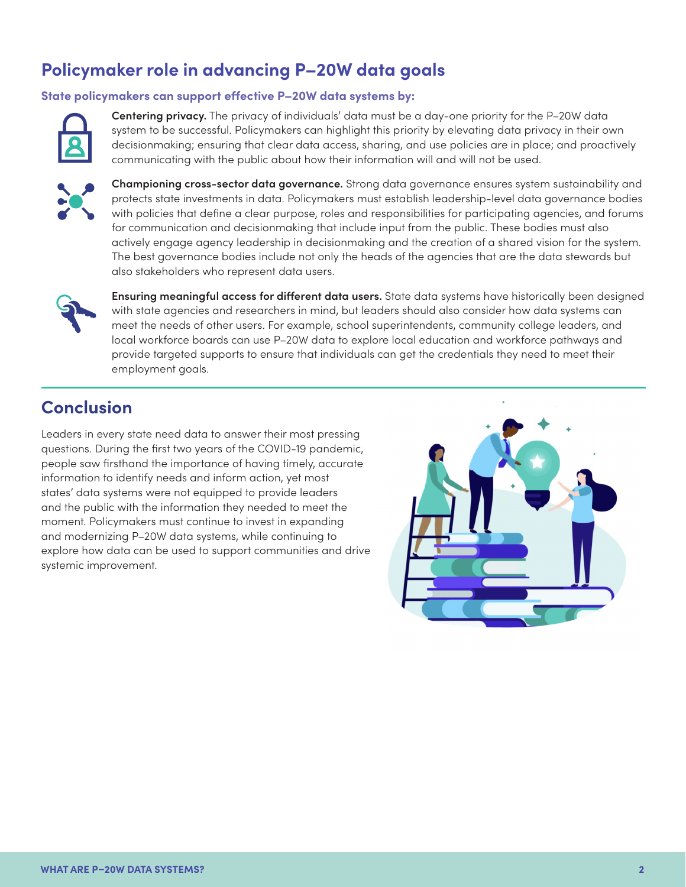## Policymaker role in advancing P–20W data goals

### State policymakers can support effective P–20W data systems by:

**Centering privacy.** The privacy of individuals' data must be a day-one priority for the P–20W data system to be successful. Policymakers can highlight this priority by elevating data privacy in their own decisionmaking; ensuring that clear data access, sharing, and use policies are in place; and proactively communicating with the public about how their information will and will not be used.

**Championing cross-sector data governance.** Strong data governance ensures system sustainability and protects state investments in data. Policymakers must establish leadership-level data governance bodies with policies that define a clear purpose, roles and responsibilities for participating agencies, and forums for communication and decisionmaking that include input from the public. These bodies must also actively engage agency leadership in decisionmaking and the creation of a shared vision for the system. The best governance bodies include not only the heads of the agencies that are the data stewards but also stakeholders who represent data users.

**Ensuring meaningful access for different data users.** State data systems have historically been designed with state agencies and researchers in mind, but leaders should also consider how data systems can meet the needs of other users. For example, school superintendents, community college leaders, and local workforce boards can use P–20W data to explore local education and workforce pathways and provide targeted supports to ensure that individuals can get the credentials they need to meet their employment goals.

## Conclusion

Leaders in every state need data to answer their most pressing questions. During the first two years of the COVID-19 pandemic, people saw firsthand the importance of having timely, accurate information to identify needs and inform action, yet most states' data systems were not equipped to provide leaders and the public with the information they needed to meet the moment. Policymakers must continue to invest in expanding and modernizing P–20W data systems, while continuing to explore how data can be used to support communities and drive systemic improvement.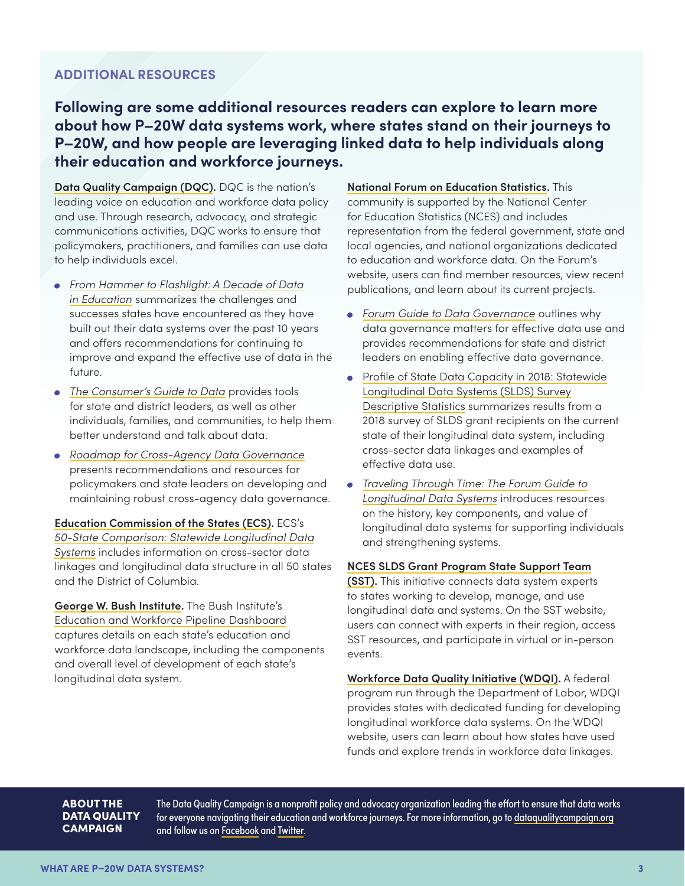## ADDITIONAL RESOURCES

**Following are some additional resources readers can explore to learn more about how P–20W data systems work, where states stand on their journeys to P–20W, and how people are leveraging linked data to help individuals along their education and workforce journeys.**

**Data Quality Campaign (DQC).** DQC is the nation's leading voice on education and workforce data policy and use. Through research, advocacy, and strategic communications activities, DQC works to ensure that policymakers, practitioners, and families can use data to help individuals excel.

- *From Hammer to Flashlight: A Decade of Data in Education* summarizes the challenges and successes states have encountered as they have built out their data systems over the past 10 years and offers recommendations for continuing to improve and expand the effective use of data in the future.
- *The Consumer's Guide to Data* provides tools for state and district leaders, as well as other individuals, families, and communities, to help them better understand and talk about data.
- *Roadmap for Cross-Agency Data Governance* presents recommendations and resources for policymakers and state leaders on developing and maintaining robust cross-agency data governance.

**Education Commission of the States (ECS).** ECS's *50-State Comparison: Statewide Longitudinal Data Systems* includes information on cross-sector data linkages and longitudinal data structure in all 50 states and the District of Columbia.

**George W. Bush Institute.** The Bush Institute's Education and Workforce Pipeline Dashboard captures details on each state's education and workforce data landscape, including the components and overall level of development of each state's longitudinal data system.

**National Forum on Education Statistics.** This community is supported by the National Center for Education Statistics (NCES) and includes representation from the federal government, state and local agencies, and national organizations dedicated to education and workforce data. On the Forum's website, users can find member resources, view recent publications, and learn about its current projects.

- *Forum Guide to Data Governance* outlines why data governance matters for effective data use and provides recommendations for state and district leaders on enabling effective data governance.
- Profile of State Data Capacity in 2018: Statewide Longitudinal Data Systems (SLDS) Survey Descriptive Statistics summarizes results from a 2018 survey of SLDS grant recipients on the current state of their longitudinal data system, including cross-sector data linkages and examples of effective data use.
- *Traveling Through Time: The Forum Guide to Longitudinal Data Systems* introduces resources on the history, key components, and value of longitudinal data systems for supporting individuals and strengthening systems.

**NCES SLDS Grant Program State Support Team (SST).** This initiative connects data system experts to states working to develop, manage, and use longitudinal data and systems. On the SST website, users can connect with experts in their region, access SST resources, and participate in virtual or in-person events.

**Workforce Data Quality Initiative (WDQI).** A federal program run through the Department of Labor, WDQI provides states with dedicated funding for developing longitudinal workforce data systems. On the WDQI website, users can learn about how states have used funds and explore trends in workforce data linkages.

**ABOUT THE DATA QUALITY CAMPAIGN**

The Data Quality Campaign is a nonprofit policy and advocacy organization leading the effort to ensure that data works for everyone navigating their education and workforce journeys. For more information, go to dataqualitycampaign.org and follow us on Facebook and Twitter.